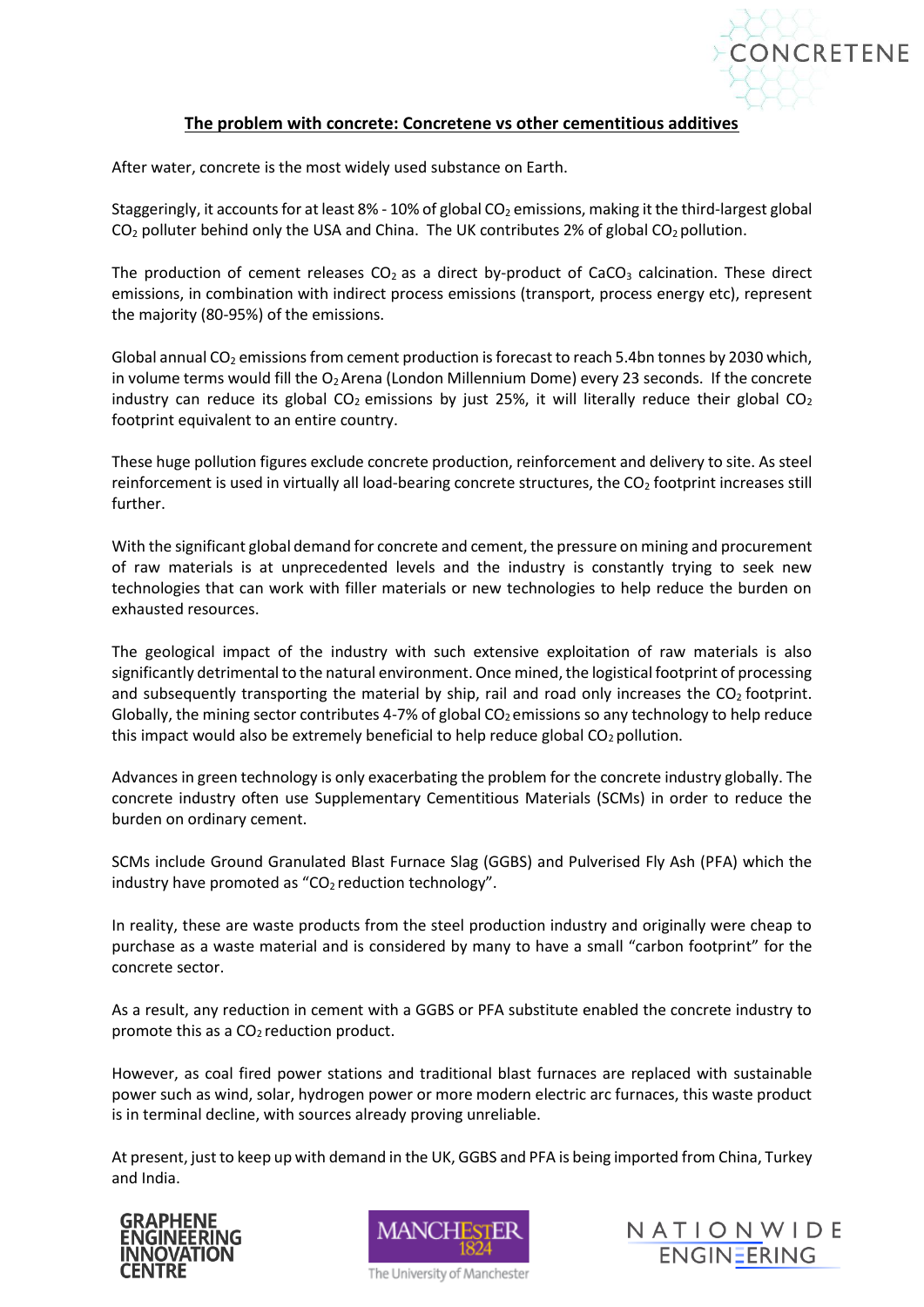# The problem with concrete: Concretene vs other cementitious additives

After water, concrete is the most widely used substance on Earth.

Staggeringly, it accounts for at least 8% - 10% of global $CO_2$ emissions, making it the third-largest global $CO_2$ polluter behind only the USA and China. The UK contributes 2% of global $CO_2$ pollution.

The production of cement releases $CO_2$ as a direct by-product of $CaCO_3$ calcination. These direct emissions, in combination with indirect process emissions (transport, process energy etc), represent the majority (80-95%) of the emissions.

Global annual $CO_2$ emissions from cement production is forecast to reach 5.4bn tonnes by 2030 which, in volume terms would fill the $O_2$ Arena (London Millennium Dome) every 23 seconds. If the concrete industry can reduce its global $CO_2$ emissions by just 25%, it will literally reduce their global $CO_2$ footprint equivalent to an entire country.

These huge pollution figures exclude concrete production, reinforcement and delivery to site. As steel reinforcement is used in virtually all load-bearing concrete structures, the $CO_2$ footprint increases still further.

With the significant global demand for concrete and cement, the pressure on mining and procurement of raw materials is at unprecedented levels and the industry is constantly trying to seek new technologies that can work with filler materials or new technologies to help reduce the burden on exhausted resources.

The geological impact of the industry with such extensive exploitation of raw materials is also significantly detrimental to the natural environment. Once mined, the logistical footprint of processing and subsequently transporting the material by ship, rail and road only increases the $CO_2$ footprint. Globally, the mining sector contributes 4-7% of global $CO_2$ emissions so any technology to help reduce this impact would also be extremely beneficial to help reduce global $CO_2$ pollution.

Advances in green technology is only exacerbating the problem for the concrete industry globally. The concrete industry often use Supplementary Cementitious Materials (SCMs) in order to reduce the burden on ordinary cement.

SCMs include Ground Granulated Blast Furnace Slag (GGBS) and Pulverised Fly Ash (PFA) which the industry have promoted as "$CO_2$ reduction technology".

In reality, these are waste products from the steel production industry and originally were cheap to purchase as a waste material and is considered by many to have a small "carbon footprint" for the concrete sector.

As a result, any reduction in cement with a GGBS or PFA substitute enabled the concrete industry to promote this as a $CO_2$ reduction product.

However, as coal fired power stations and traditional blast furnaces are replaced with sustainable power such as wind, solar, hydrogen power or more modern electric arc furnaces, this waste product is in terminal decline, with sources already proving unreliable.

At present, just to keep up with demand in the UK, GGBS and PFA is being imported from China, Turkey and India.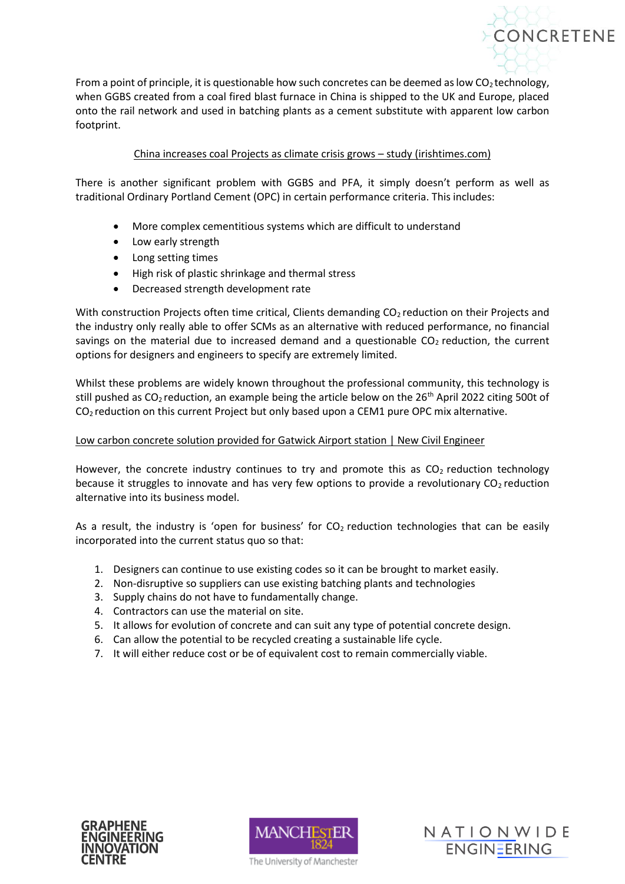From a point of principle, it is questionable how such concretes can be deemed as low $CO_2$ technology, when GGBS created from a coal fired blast furnace in China is shipped to the UK and Europe, placed onto the rail network and used in batching plants as a cement substitute with apparent low carbon footprint.

China increases coal Projects as climate crisis grows – study (irishtimes.com)

There is another significant problem with GGBS and PFA, it simply doesn't perform as well as traditional Ordinary Portland Cement (OPC) in certain performance criteria. This includes:

- More complex cementitious systems which are difficult to understand
- Low early strength
- Long setting times
- High risk of plastic shrinkage and thermal stress
- Decreased strength development rate

With construction Projects often time critical, Clients demanding $CO_2$ reduction on their Projects and the industry only really able to offer SCMs as an alternative with reduced performance, no financial savings on the material due to increased demand and a questionable $CO_2$ reduction, the current options for designers and engineers to specify are extremely limited.

Whilst these problems are widely known throughout the professional community, this technology is still pushed as $CO_2$ reduction, an example being the article below on the 26th April 2022 citing 500t of $CO_2$ reduction on this current Project but only based upon a CEM1 pure OPC mix alternative.

Low carbon concrete solution provided for Gatwick Airport station | New Civil Engineer

However, the concrete industry continues to try and promote this as $CO_2$ reduction technology because it struggles to innovate and has very few options to provide a revolutionary $CO_2$ reduction alternative into its business model.

As a result, the industry is 'open for business' for $CO_2$ reduction technologies that can be easily incorporated into the current status quo so that:

1. Designers can continue to use existing codes so it can be brought to market easily.
2. Non-disruptive so suppliers can use existing batching plants and technologies
3. Supply chains do not have to fundamentally change.
4. Contractors can use the material on site.
5. It allows for evolution of concrete and can suit any type of potential concrete design.
6. Can allow the potential to be recycled creating a sustainable life cycle.
7. It will either reduce cost or be of equivalent cost to remain commercially viable.